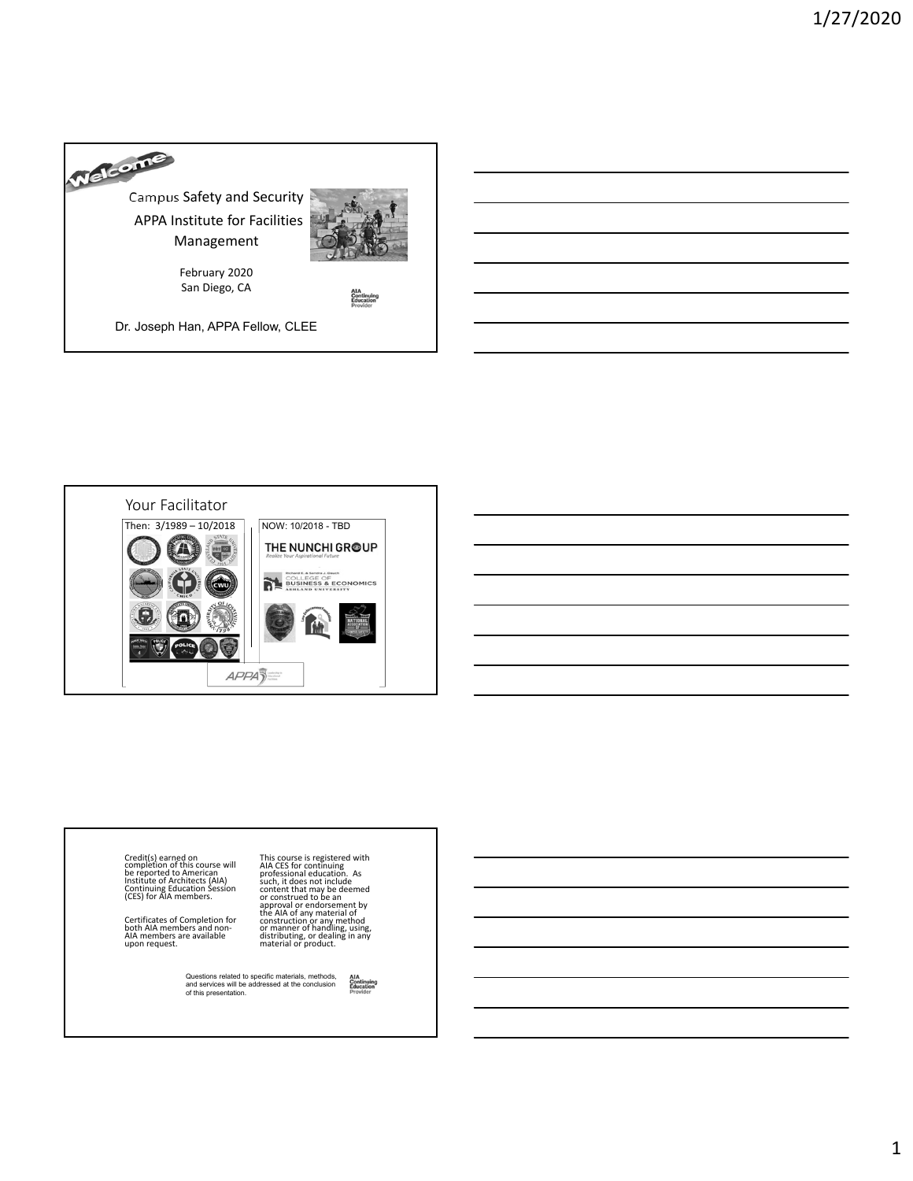Welcome

Campus Safety and Security

APPA Institute for Facilities Management

February 2020

San Diego, CA

AIA Continuing Education Provider

Dr. Joseph Han, APPA Fellow, CLEE

---

## Your Facilitator

Then: 3/1989 – 10/2018

NOW: 10/2018 - TBD

THE NUNCHI GROUP

*Realize Your Aspirational Future*

Richard E. & Sandra J. Dauch COLLEGE OF BUSINESS & ECONOMICS ASHLAND UNIVERSITY

APPA

---

Credit(s) earned on completion of this course will be reported to American Institute of Architects (AIA) Continuing Education Session (CES) for AIA members.

Certificates of Completion for both AIA members and non-AIA members are available upon request.

This course is registered with AIA CES for continuing professional education. As such, it does not include content that may be deemed or construed to be an approval or endorsement by the AIA of any material of construction or any method or manner of handling, using, distributing, or dealing in any material or product.

Questions related to specific materials, methods, and services will be addressed at the conclusion of this presentation.

AIA Continuing Education Provider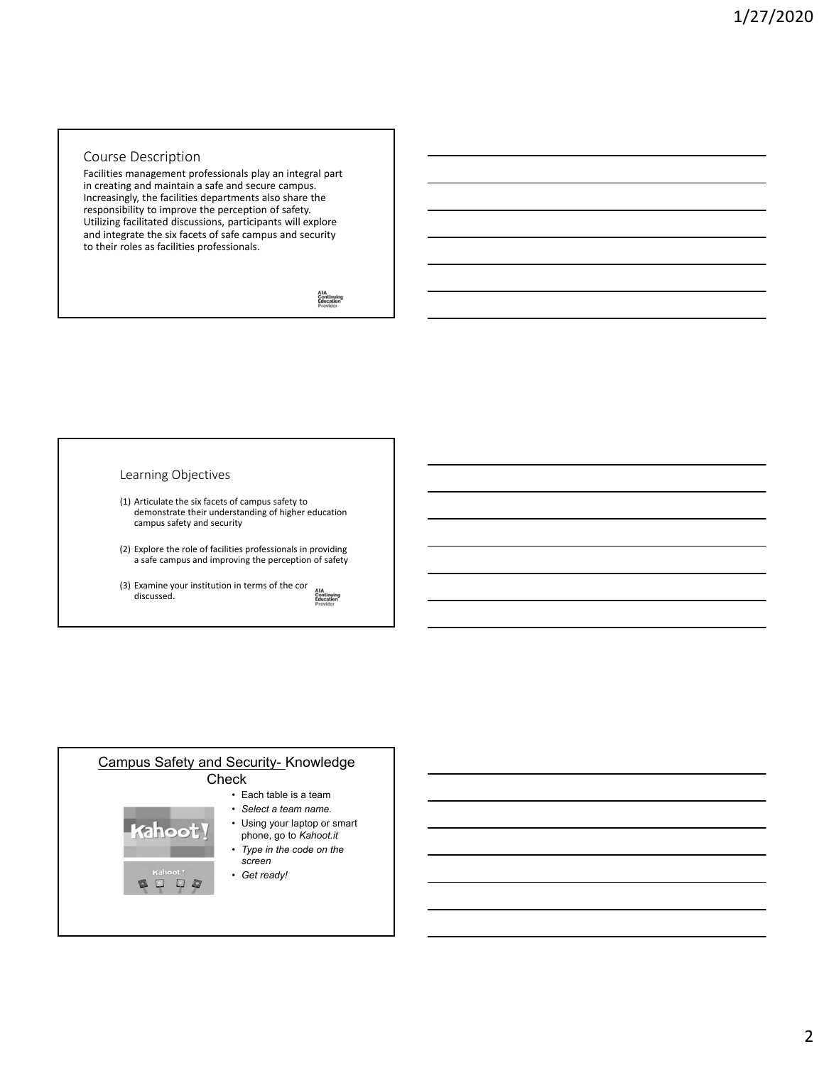## Course Description

Facilities management professionals play an integral part in creating and maintain a safe and secure campus. Increasingly, the facilities departments also share the responsibility to improve the perception of safety. Utilizing facilitated discussions, participants will explore and integrate the six facets of safe campus and security to their roles as facilities professionals.

AIA Continuing Education Provider

## Learning Objectives

(1) Articulate the six facets of campus safety to demonstrate their understanding of higher education campus safety and security

(2) Explore the role of facilities professionals in providing a safe campus and improving the perception of safety

(3) Examine your institution in terms of the cor discussed.

AIA Continuing Education Provider

## Campus Safety and Security- Knowledge Check

- Each table is a team
- *Select a team name.*
- Using your laptop or smart phone, go to *Kahoot.it*
- *Type in the code on the screen*
- *Get ready!*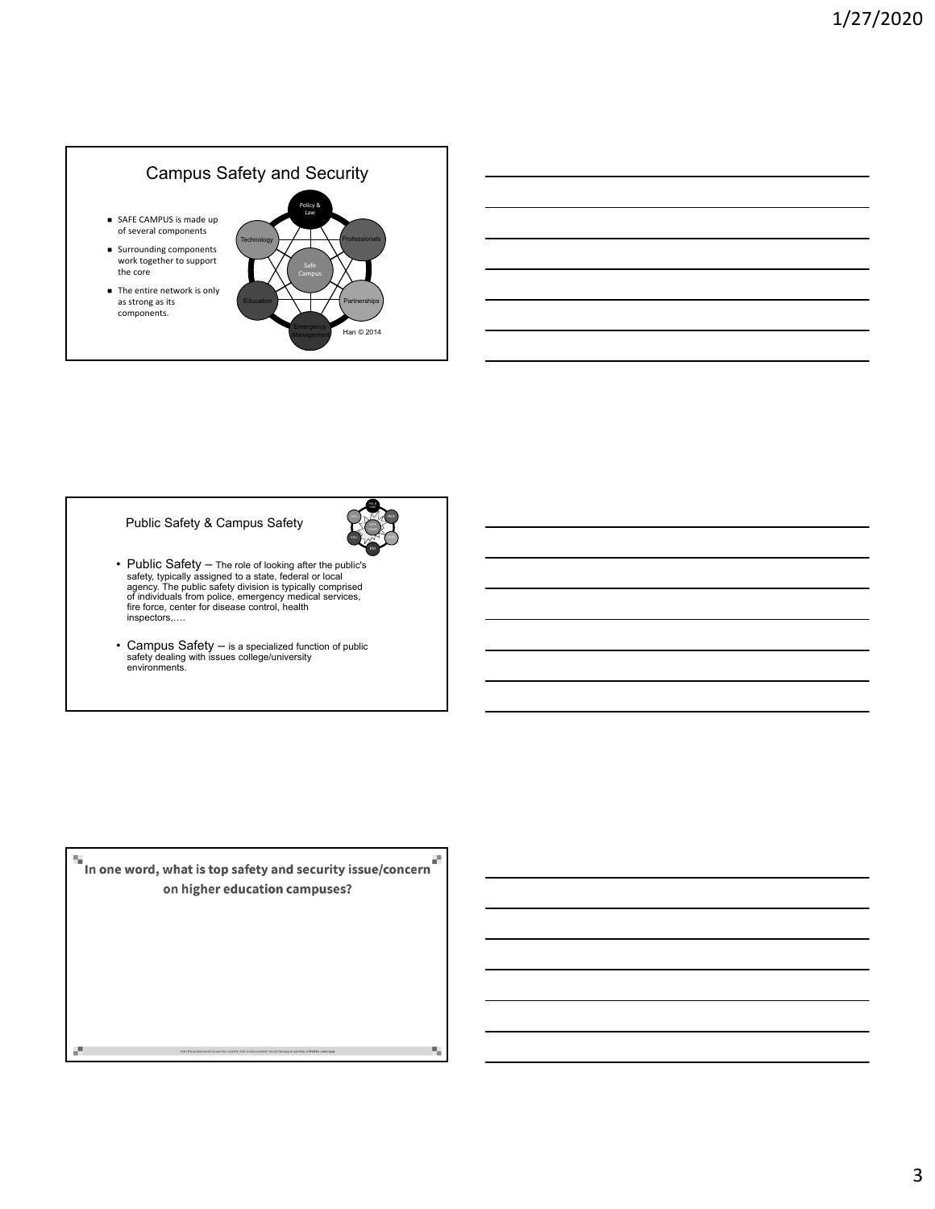## Campus Safety and Security

- SAFE CAMPUS is made up of several components
- Surrounding components work together to support the core
- The entire network is only as strong as its components.

Policy & Law, Professionals, Partnerships, Emergency Management, Education, Technology, Safe Campus

Han © 2014

## Public Safety & Campus Safety

- Public Safety – The role of looking after the public's safety, typically assigned to a state, federal or local agency. The public safety division is typically comprised of individuals from police, emergency medical services, fire force, center for disease control, health inspectors,….
- Campus Safety – is a specialized function of public safety dealing with issues college/university environments.

## In one word, what is top safety and security issue/concern on higher education campuses?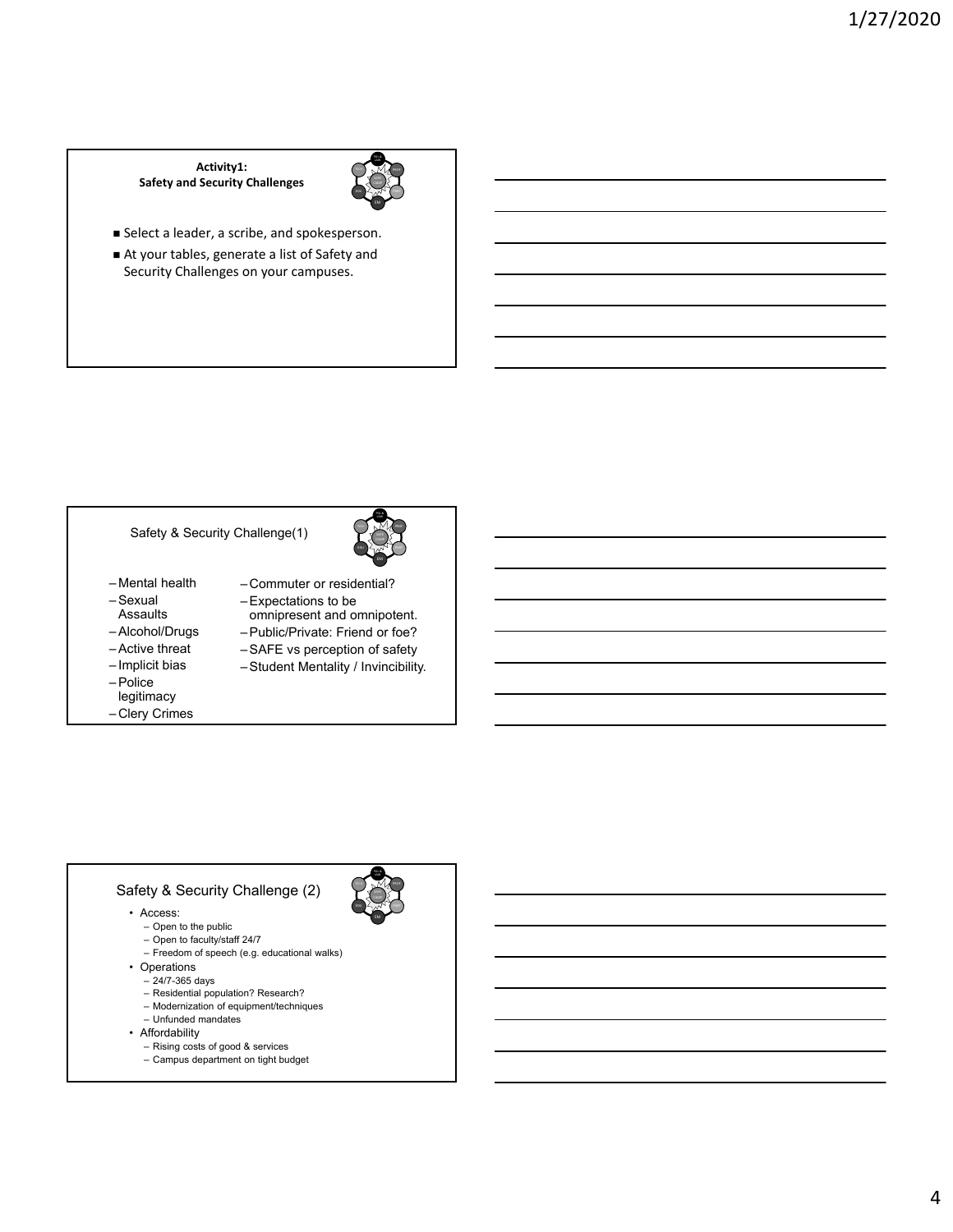## Activity1: Safety and Security Challenges

- Select a leader, a scribe, and spokesperson.
- At your tables, generate a list of Safety and Security Challenges on your campuses.

## Safety & Security Challenge(1)

- Mental health
- Sexual Assaults
- Alcohol/Drugs
- Active threat
- Implicit bias
- Police legitimacy
- Clery Crimes
- Commuter or residential?
- Expectations to be omnipresent and omnipotent.
- Public/Private: Friend or foe?
- SAFE vs perception of safety
- Student Mentality / Invincibility.

## Safety & Security Challenge (2)

- Access:
  - Open to the public
  - Open to faculty/staff 24/7
  - Freedom of speech (e.g. educational walks)
- Operations
  - 24/7-365 days
  - Residential population? Research?
  - Modernization of equipment/techniques
  - Unfunded mandates
- Affordability
  - Rising costs of good & services
  - Campus department on tight budget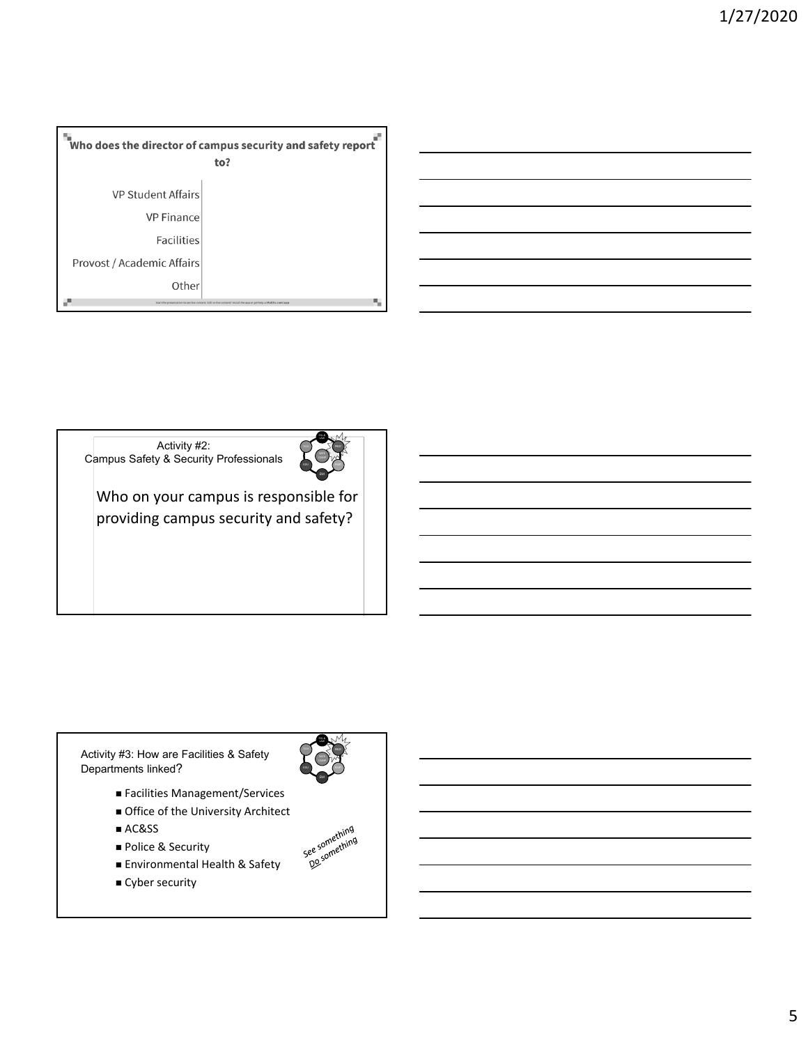## Who does the director of campus security and safety report to?

- VP Student Affairs
- VP Finance
- Facilities
- Provost / Academic Affairs
- Other

---

Activity #2:
Campus Safety & Security Professionals

Who on your campus is responsible for providing campus security and safety?

---

Activity #3: How are Facilities & Safety Departments linked?

- Facilities Management/Services
- Office of the University Architect
- AC&SS
- Police & Security
- Environmental Health & Safety
- Cyber security

See something
Do something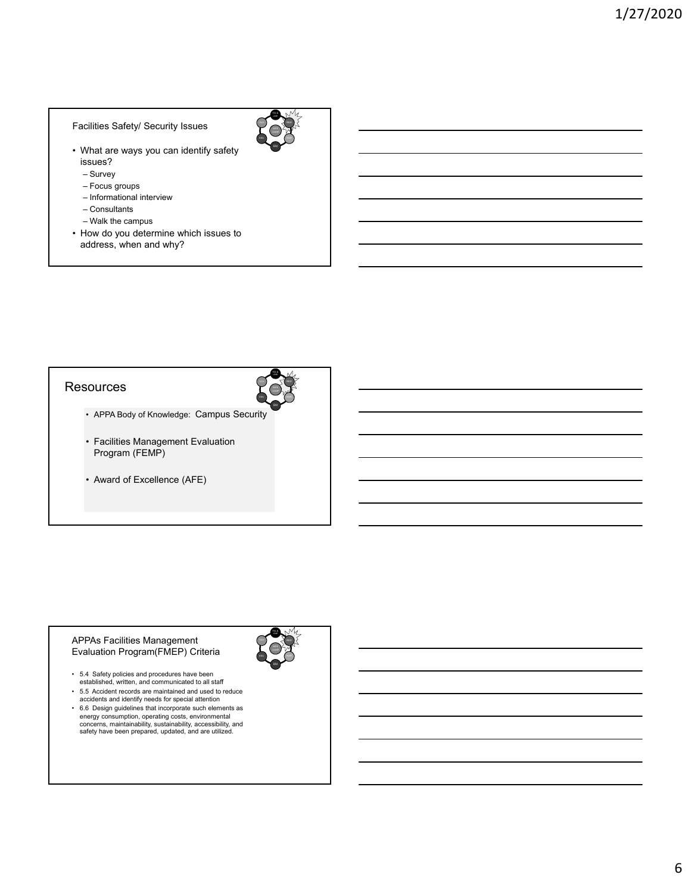## Facilities Safety/ Security Issues

- What are ways you can identify safety issues?
  - Survey
  - Focus groups
  - Informational interview
  - Consultants
  - Walk the campus
- How do you determine which issues to address, when and why?

## Resources

- APPA Body of Knowledge: Campus Security
- Facilities Management Evaluation Program (FEMP)
- Award of Excellence (AFE)

## APPAs Facilities Management Evaluation Program(FMEP) Criteria

- 5.4 Safety policies and procedures have been established, written, and communicated to all staff
- 5.5 Accident records are maintained and used to reduce accidents and identify needs for special attention
- 6.6 Design guidelines that incorporate such elements as energy consumption, operating costs, environmental concerns, maintainability, sustainability, accessibility, and safety have been prepared, updated, and are utilized.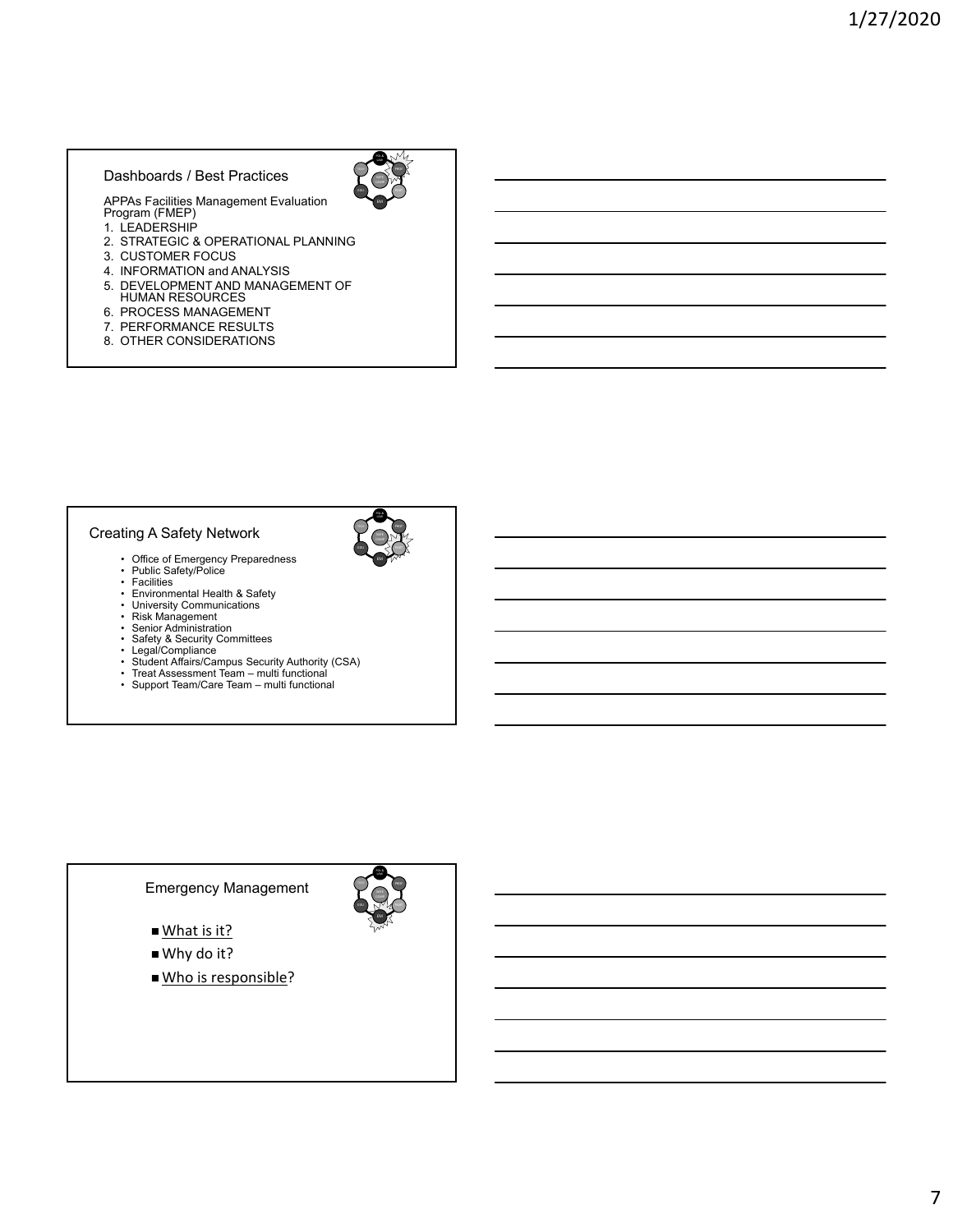## Dashboards / Best Practices

APPAs Facilities Management Evaluation Program (FMEP)

1. LEADERSHIP
2. STRATEGIC & OPERATIONAL PLANNING
3. CUSTOMER FOCUS
4. INFORMATION and ANALYSIS
5. DEVELOPMENT AND MANAGEMENT OF HUMAN RESOURCES
6. PROCESS MANAGEMENT
7. PERFORMANCE RESULTS
8. OTHER CONSIDERATIONS

## Creating A Safety Network

- Office of Emergency Preparedness
- Public Safety/Police
- Facilities
- Environmental Health & Safety
- University Communications
- Risk Management
- Senior Administration
- Safety & Security Committees
- Legal/Compliance
- Student Affairs/Campus Security Authority (CSA)
- Treat Assessment Team – multi functional
- Support Team/Care Team – multi functional

## Emergency Management

- What is it?
- Why do it?
- Who is responsible?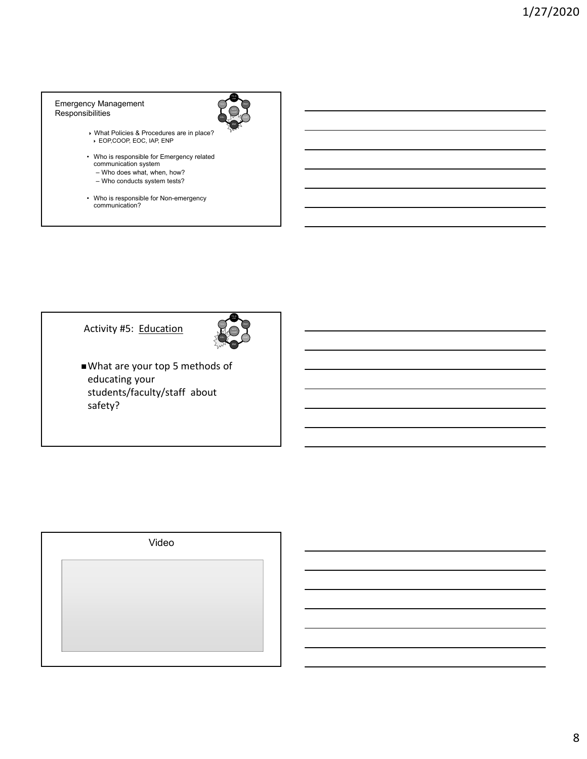## Emergency Management Responsibilities

- What Policies & Procedures are in place?
  - EOP,COOP, EOC, IAP, ENP
- Who is responsible for Emergency related communication system
  - Who does what, when, how?
  - Who conducts system tests?
- Who is responsible for Non-emergency communication?

## Activity #5: Education

- What are your top 5 methods of educating your students/faculty/staff about safety?

## Video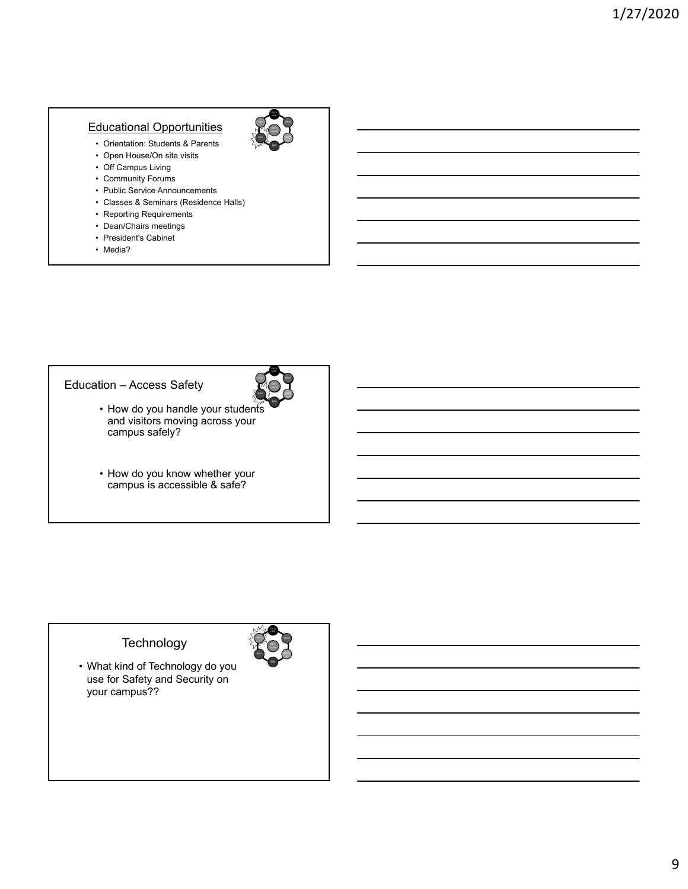## Educational Opportunities

- Orientation: Students & Parents
- Open House/On site visits
- Off Campus Living
- Community Forums
- Public Service Announcements
- Classes & Seminars (Residence Halls)
- Reporting Requirements
- Dean/Chairs meetings
- President's Cabinet
- Media?

## Education – Access Safety

- How do you handle your students and visitors moving across your campus safely?
- How do you know whether your campus is accessible & safe?

## Technology

- What kind of Technology do you use for Safety and Security on your campus??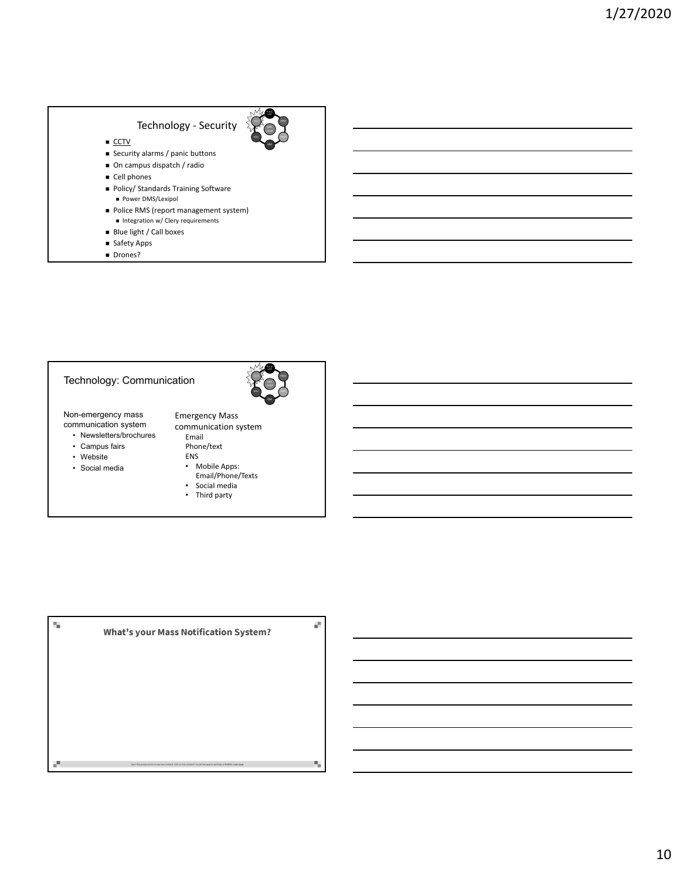## Technology - Security

- CCTV
- Security alarms / panic buttons
- On campus dispatch / radio
- Cell phones
- Policy/ Standards Training Software
  - Power DMS/Lexipol
- Police RMS (report management system)
  - Integration w/ Clery requirements
- Blue light / Call boxes
- Safety Apps
- Drones?

## Technology: Communication

Non-emergency mass communication system

- Newsletters/brochures
- Campus fairs
- Website
- Social media

Emergency Mass communication system

Email
Phone/text
ENS

- Mobile Apps: Email/Phone/Texts
- Social media
- Third party

## What's your Mass Notification System?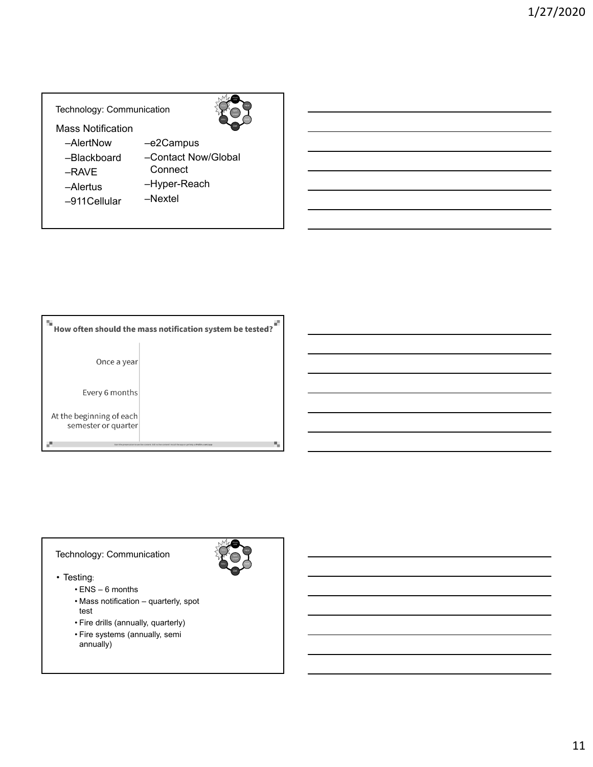## Technology: Communication

Mass Notification

- AlertNow
- Blackboard
- RAVE
- Alertus
- 911Cellular
- e2Campus
- Contact Now/Global Connect
- Hyper-Reach
- Nextel

## How often should the mass notification system be tested?

- Once a year
- Every 6 months
- At the beginning of each semester or quarter

## Technology: Communication

- Testing:
  - ENS – 6 months
  - Mass notification – quarterly, spot test
  - Fire drills (annually, quarterly)
  - Fire systems (annually, semi annually)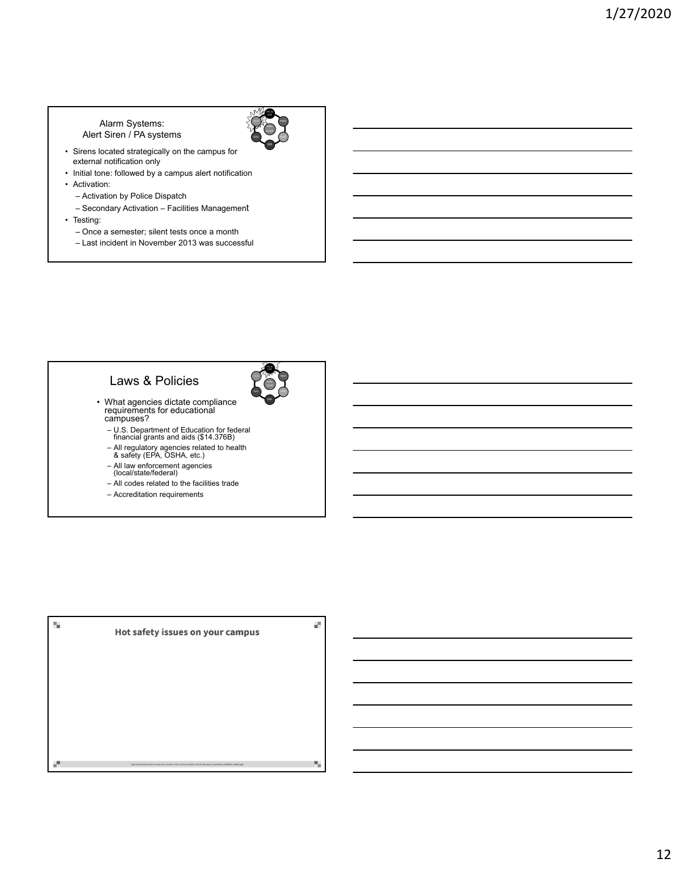## Alarm Systems: Alert Siren / PA systems

- Sirens located strategically on the campus for external notification only
- Initial tone: followed by a campus alert notification
- Activation:
  - Activation by Police Dispatch
  - Secondary Activation – Facilities Management
- Testing:
  - Once a semester; silent tests once a month
  - Last incident in November 2013 was successful

## Laws & Policies

- What agencies dictate compliance requirements for educational campuses?
  - U.S. Department of Education for federal financial grants and aids ($14.376B)
  - All regulatory agencies related to health & safety (EPA, OSHA, etc.)
  - All law enforcement agencies (local/state/federal)
  - All codes related to the facilities trade
  - Accreditation requirements

## Hot safety issues on your campus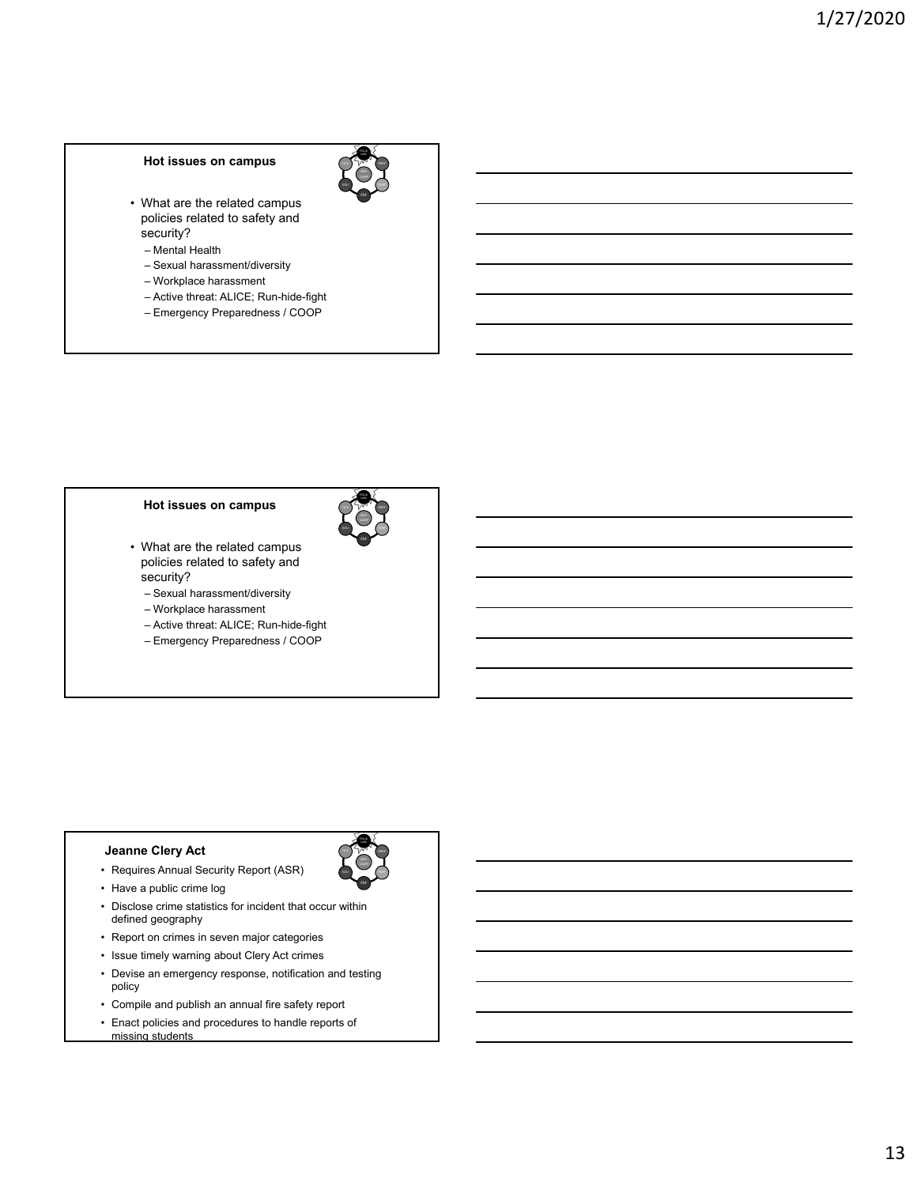## Hot issues on campus

- What are the related campus policies related to safety and security?
  - Mental Health
  - Sexual harassment/diversity
  - Workplace harassment
  - Active threat: ALICE; Run-hide-fight
  - Emergency Preparedness / COOP

## Hot issues on campus

- What are the related campus policies related to safety and security?
  - Sexual harassment/diversity
  - Workplace harassment
  - Active threat: ALICE; Run-hide-fight
  - Emergency Preparedness / COOP

## Jeanne Clery Act

- Requires Annual Security Report (ASR)
- Have a public crime log
- Disclose crime statistics for incident that occur within defined geography
- Report on crimes in seven major categories
- Issue timely warning about Clery Act crimes
- Devise an emergency response, notification and testing policy
- Compile and publish an annual fire safety report
- Enact policies and procedures to handle reports of missing students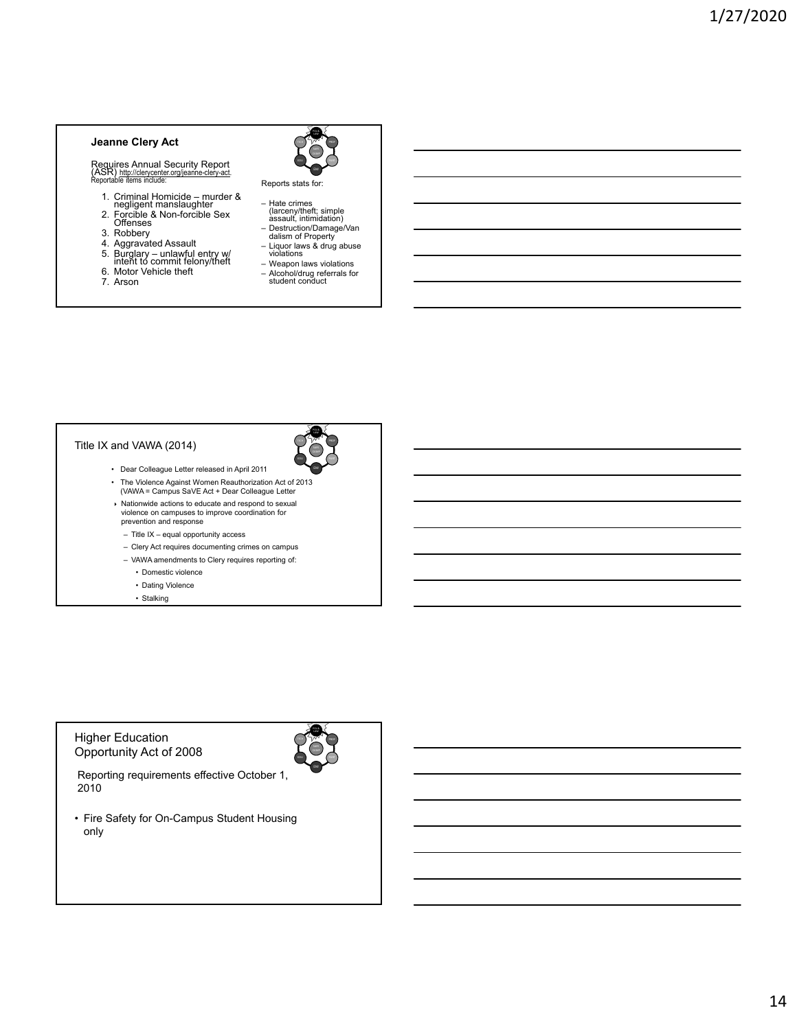### Jeanne Clery Act

Requires Annual Security Report (ASR) http://clerycenter.org/jeanne-clery-act. Reportable items include:

1. Criminal Homicide – murder & negligent manslaughter
2. Forcible & Non-forcible Sex Offenses
3. Robbery
4. Aggravated Assault
5. Burglary – unlawful entry w/ intent to commit felony/theft
6. Motor Vehicle theft
7. Arson

Reports stats for:

- Hate crimes (larceny/theft; simple assault, intimidation)
- Destruction/Damage/Vandalism of Property
- Liquor laws & drug abuse violations
- Weapon laws violations
- Alcohol/drug referrals for student conduct

### Title IX and VAWA (2014)

- Dear Colleague Letter released in April 2011
- The Violence Against Women Reauthorization Act of 2013 (VAWA = Campus SaVE Act + Dear Colleague Letter
- Nationwide actions to educate and respond to sexual violence on campuses to improve coordination for prevention and response
  - Title IX – equal opportunity access
  - Clery Act requires documenting crimes on campus
  - VAWA amendments to Clery requires reporting of:
    - Domestic violence
    - Dating Violence
    - Stalking

### Higher Education Opportunity Act of 2008

Reporting requirements effective October 1, 2010

- Fire Safety for On-Campus Student Housing only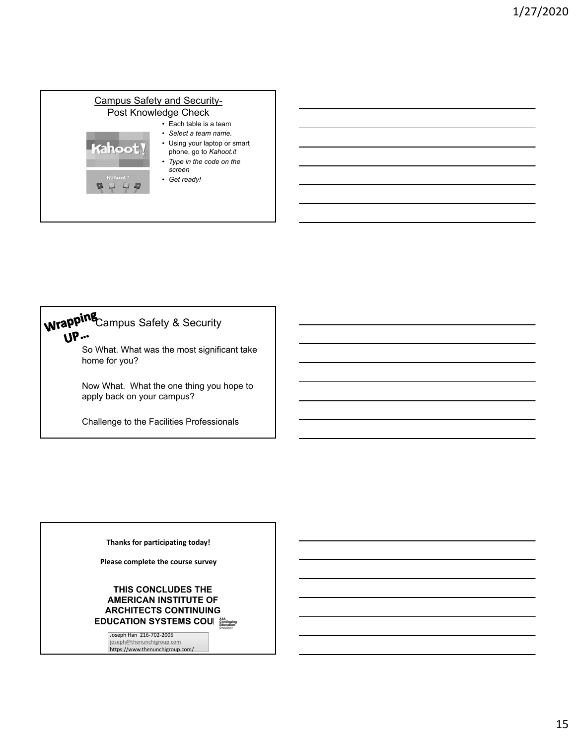## Campus Safety and Security- Post Knowledge Check

- Each table is a team
- *Select a team name.*
- Using your laptop or smart phone, go to *Kahoot.it*
- *Type in the code on the screen*
- *Get ready!*

## Wrapping UP… Campus Safety & Security

So What. What was the most significant take home for you?

Now What. What the one thing you hope to apply back on your campus?

Challenge to the Facilities Professionals

**Thanks for participating today!**

**Please complete the course survey**

**THIS CONCLUDES THE AMERICAN INSTITUTE OF ARCHITECTS CONTINUING EDUCATION SYSTEMS COU**

AIA Continuing Education Provider

Joseph Han 216-702-2005
joseph@thenunchigroup.com
https://www.thenunchigroup.com/